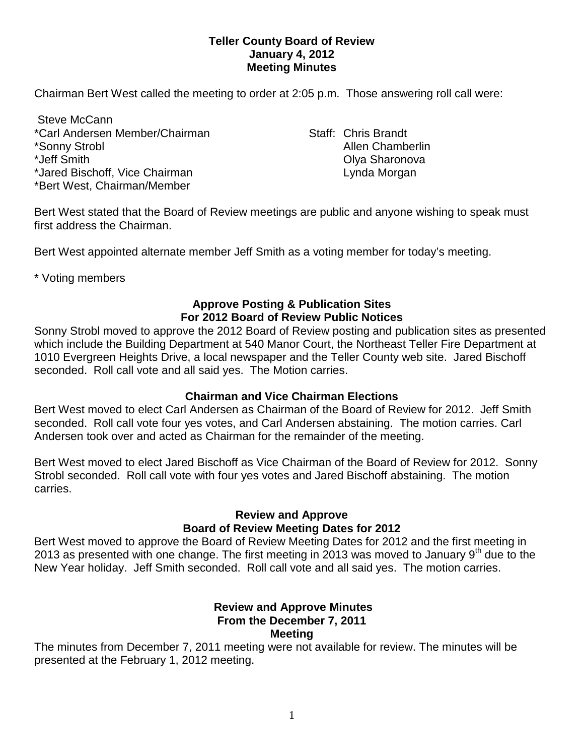# Teller County Board of Review
## January 4, 2012
## Meeting Minutes

Chairman Bert West called the meeting to order at 2:05 p.m. Those answering roll call were:

Steve McCann
*Carl Andersen Member/Chairman
*Sonny Strobl
*Jeff Smith
*Jared Bischoff, Vice Chairman
*Bert West, Chairman/Member

Staff: Chris Brandt
Allen Chamberlin
Olya Sharonova
Lynda Morgan

Bert West stated that the Board of Review meetings are public and anyone wishing to speak must first address the Chairman.

Bert West appointed alternate member Jeff Smith as a voting member for today's meeting.

* Voting members

### Approve Posting & Publication Sites For 2012 Board of Review Public Notices

Sonny Strobl moved to approve the 2012 Board of Review posting and publication sites as presented which include the Building Department at 540 Manor Court, the Northeast Teller Fire Department at 1010 Evergreen Heights Drive, a local newspaper and the Teller County web site. Jared Bischoff seconded. Roll call vote and all said yes. The Motion carries.

### Chairman and Vice Chairman Elections

Bert West moved to elect Carl Andersen as Chairman of the Board of Review for 2012. Jeff Smith seconded. Roll call vote four yes votes, and Carl Andersen abstaining. The motion carries. Carl Andersen took over and acted as Chairman for the remainder of the meeting.

Bert West moved to elect Jared Bischoff as Vice Chairman of the Board of Review for 2012. Sonny Strobl seconded. Roll call vote with four yes votes and Jared Bischoff abstaining. The motion carries.

### Review and Approve Board of Review Meeting Dates for 2012

Bert West moved to approve the Board of Review Meeting Dates for 2012 and the first meeting in 2013 as presented with one change. The first meeting in 2013 was moved to January 9th due to the New Year holiday. Jeff Smith seconded. Roll call vote and all said yes. The motion carries.

### Review and Approve Minutes From the December 7, 2011 Meeting

The minutes from December 7, 2011 meeting were not available for review. The minutes will be presented at the February 1, 2012 meeting.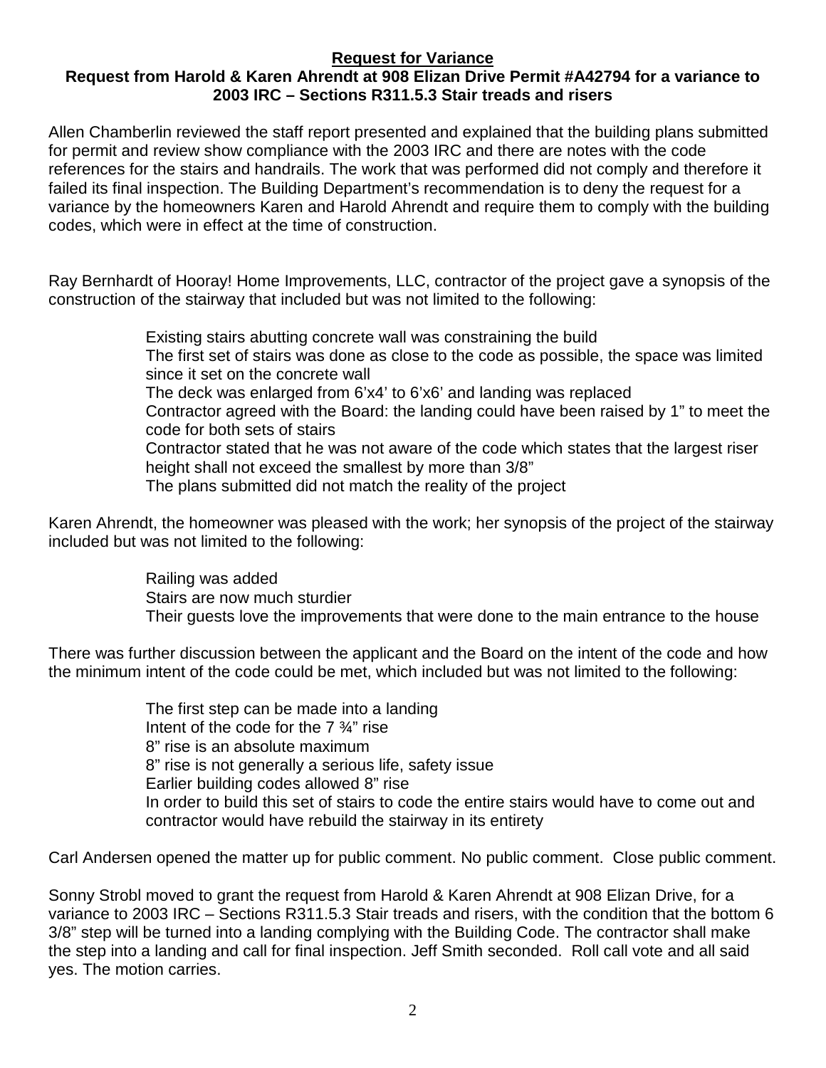## Request for Variance

**Request from Harold & Karen Ahrendt at 908 Elizan Drive Permit #A42794 for a variance to 2003 IRC – Sections R311.5.3 Stair treads and risers**

Allen Chamberlin reviewed the staff report presented and explained that the building plans submitted for permit and review show compliance with the 2003 IRC and there are notes with the code references for the stairs and handrails. The work that was performed did not comply and therefore it failed its final inspection. The Building Department's recommendation is to deny the request for a variance by the homeowners Karen and Harold Ahrendt and require them to comply with the building codes, which were in effect at the time of construction.

Ray Bernhardt of Hooray! Home Improvements, LLC, contractor of the project gave a synopsis of the construction of the stairway that included but was not limited to the following:

- Existing stairs abutting concrete wall was constraining the build
- The first set of stairs was done as close to the code as possible, the space was limited since it set on the concrete wall
- The deck was enlarged from 6'x4' to 6'x6' and landing was replaced
- Contractor agreed with the Board: the landing could have been raised by 1" to meet the code for both sets of stairs
- Contractor stated that he was not aware of the code which states that the largest riser height shall not exceed the smallest by more than 3/8"
- The plans submitted did not match the reality of the project

Karen Ahrendt, the homeowner was pleased with the work; her synopsis of the project of the stairway included but was not limited to the following:

- Railing was added
- Stairs are now much sturdier
- Their guests love the improvements that were done to the main entrance to the house

There was further discussion between the applicant and the Board on the intent of the code and how the minimum intent of the code could be met, which included but was not limited to the following:

- The first step can be made into a landing
- Intent of the code for the 7 ¾" rise
- 8" rise is an absolute maximum
- 8" rise is not generally a serious life, safety issue
- Earlier building codes allowed 8" rise
- In order to build this set of stairs to code the entire stairs would have to come out and contractor would have rebuild the stairway in its entirety

Carl Andersen opened the matter up for public comment. No public comment. Close public comment.

Sonny Strobl moved to grant the request from Harold & Karen Ahrendt at 908 Elizan Drive, for a variance to 2003 IRC – Sections R311.5.3 Stair treads and risers, with the condition that the bottom 6 3/8" step will be turned into a landing complying with the Building Code. The contractor shall make the step into a landing and call for final inspection. Jeff Smith seconded. Roll call vote and all said yes. The motion carries.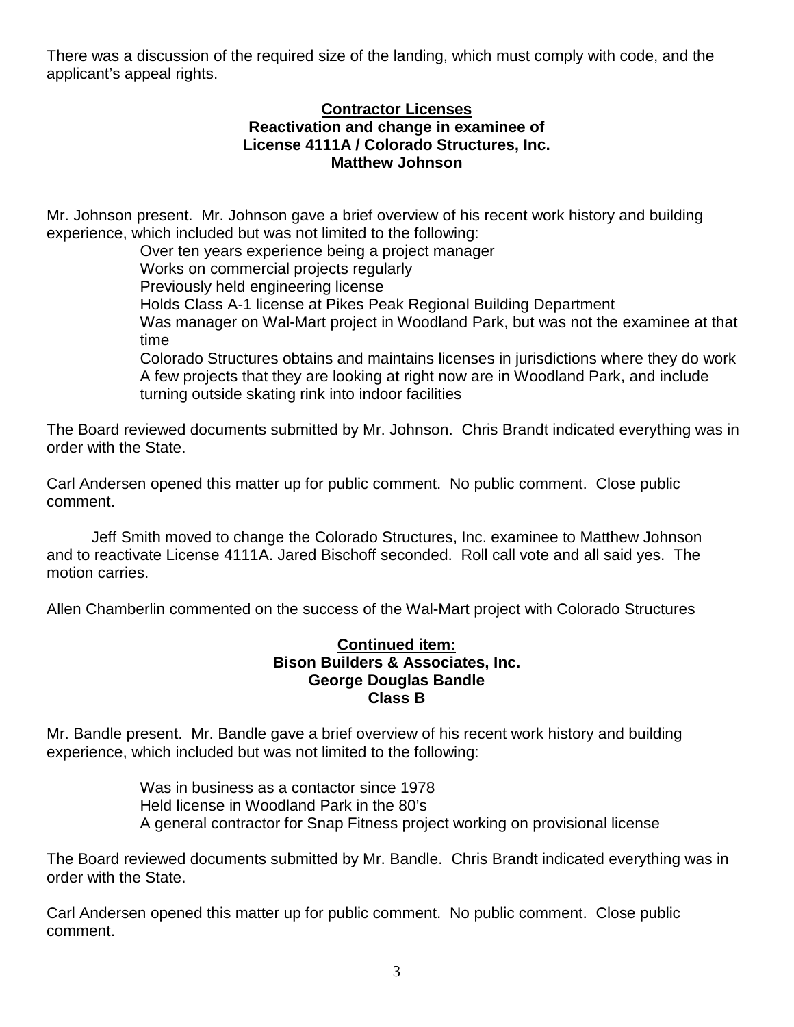There was a discussion of the required size of the landing, which must comply with code, and the applicant's appeal rights.

**<u>Contractor Licenses</u>**
**Reactivation and change in examinee of**
**License 4111A / Colorado Structures, Inc.**
**Matthew Johnson**

Mr. Johnson present. Mr. Johnson gave a brief overview of his recent work history and building experience, which included but was not limited to the following:

- Over ten years experience being a project manager
- Works on commercial projects regularly
- Previously held engineering license
- Holds Class A-1 license at Pikes Peak Regional Building Department
- Was manager on Wal-Mart project in Woodland Park, but was not the examinee at that time
- Colorado Structures obtains and maintains licenses in jurisdictions where they do work
- A few projects that they are looking at right now are in Woodland Park, and include turning outside skating rink into indoor facilities

The Board reviewed documents submitted by Mr. Johnson. Chris Brandt indicated everything was in order with the State.

Carl Andersen opened this matter up for public comment. No public comment. Close public comment.

Jeff Smith moved to change the Colorado Structures, Inc. examinee to Matthew Johnson and to reactivate License 4111A. Jared Bischoff seconded. Roll call vote and all said yes. The motion carries.

Allen Chamberlin commented on the success of the Wal-Mart project with Colorado Structures

**<u>Continued item:</u>**
**Bison Builders & Associates, Inc.**
**George Douglas Bandle**
**Class B**

Mr. Bandle present. Mr. Bandle gave a brief overview of his recent work history and building experience, which included but was not limited to the following:

- Was in business as a contactor since 1978
- Held license in Woodland Park in the 80's
- A general contractor for Snap Fitness project working on provisional license

The Board reviewed documents submitted by Mr. Bandle. Chris Brandt indicated everything was in order with the State.

Carl Andersen opened this matter up for public comment. No public comment. Close public comment.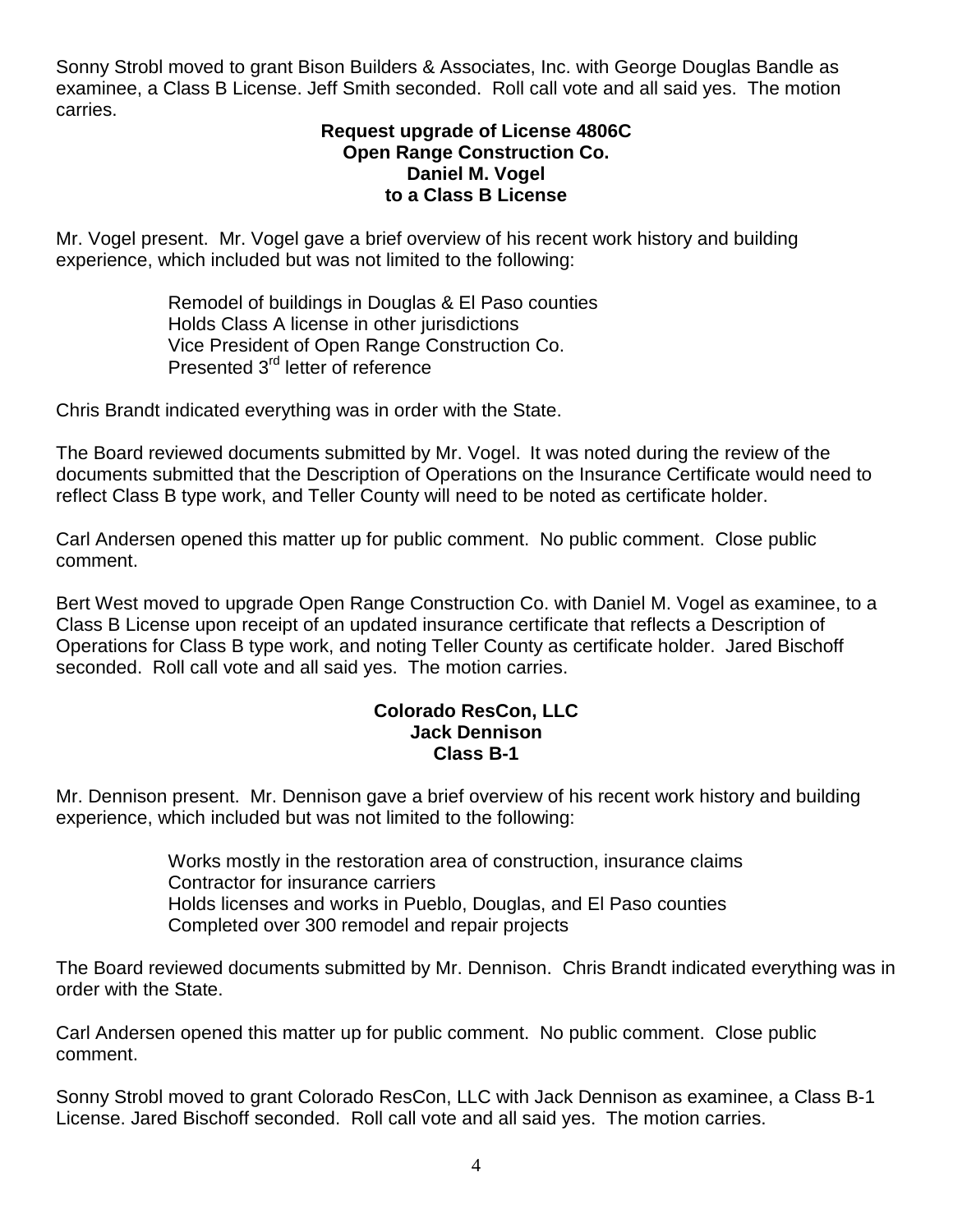Sonny Strobl moved to grant Bison Builders & Associates, Inc. with George Douglas Bandle as examinee, a Class B License. Jeff Smith seconded. Roll call vote and all said yes. The motion carries.

**Request upgrade of License 4806C**
**Open Range Construction Co.**
**Daniel M. Vogel**
**to a Class B License**

Mr. Vogel present. Mr. Vogel gave a brief overview of his recent work history and building experience, which included but was not limited to the following:

- Remodel of buildings in Douglas & El Paso counties
- Holds Class A license in other jurisdictions
- Vice President of Open Range Construction Co.
- Presented 3rd letter of reference

Chris Brandt indicated everything was in order with the State.

The Board reviewed documents submitted by Mr. Vogel. It was noted during the review of the documents submitted that the Description of Operations on the Insurance Certificate would need to reflect Class B type work, and Teller County will need to be noted as certificate holder.

Carl Andersen opened this matter up for public comment. No public comment. Close public comment.

Bert West moved to upgrade Open Range Construction Co. with Daniel M. Vogel as examinee, to a Class B License upon receipt of an updated insurance certificate that reflects a Description of Operations for Class B type work, and noting Teller County as certificate holder. Jared Bischoff seconded. Roll call vote and all said yes. The motion carries.

**Colorado ResCon, LLC**
**Jack Dennison**
**Class B-1**

Mr. Dennison present. Mr. Dennison gave a brief overview of his recent work history and building experience, which included but was not limited to the following:

- Works mostly in the restoration area of construction, insurance claims
- Contractor for insurance carriers
- Holds licenses and works in Pueblo, Douglas, and El Paso counties
- Completed over 300 remodel and repair projects

The Board reviewed documents submitted by Mr. Dennison. Chris Brandt indicated everything was in order with the State.

Carl Andersen opened this matter up for public comment. No public comment. Close public comment.

Sonny Strobl moved to grant Colorado ResCon, LLC with Jack Dennison as examinee, a Class B-1 License. Jared Bischoff seconded. Roll call vote and all said yes. The motion carries.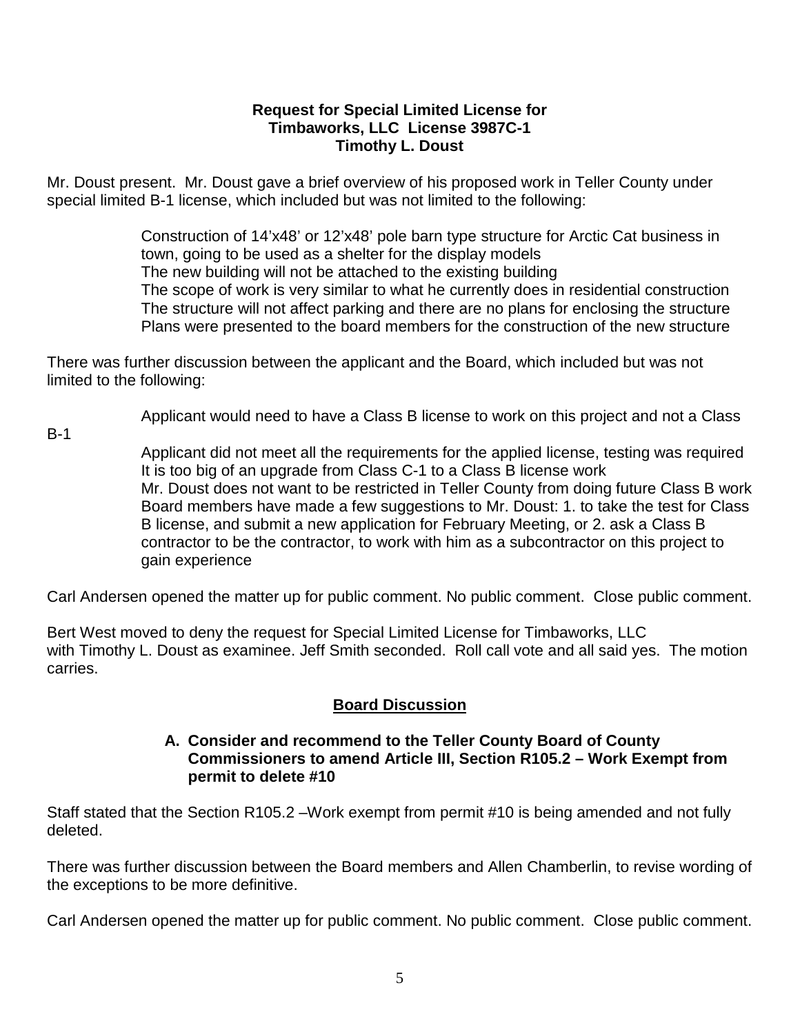**Request for Special Limited License for Timbaworks, LLC License 3987C-1 Timothy L. Doust**

Mr. Doust present. Mr. Doust gave a brief overview of his proposed work in Teller County under special limited B-1 license, which included but was not limited to the following:

> Construction of 14'x48' or 12'x48' pole barn type structure for Arctic Cat business in town, going to be used as a shelter for the display models
> The new building will not be attached to the existing building
> The scope of work is very similar to what he currently does in residential construction
> The structure will not affect parking and there are no plans for enclosing the structure
> Plans were presented to the board members for the construction of the new structure

There was further discussion between the applicant and the Board, which included but was not limited to the following:

> Applicant would need to have a Class B license to work on this project and not a Class B-1
> Applicant did not meet all the requirements for the applied license, testing was required
> It is too big of an upgrade from Class C-1 to a Class B license work
> Mr. Doust does not want to be restricted in Teller County from doing future Class B work
> Board members have made a few suggestions to Mr. Doust: 1. to take the test for Class B license, and submit a new application for February Meeting, or 2. ask a Class B contractor to be the contractor, to work with him as a subcontractor on this project to gain experience

Carl Andersen opened the matter up for public comment. No public comment. Close public comment.

Bert West moved to deny the request for Special Limited License for Timbaworks, LLC with Timothy L. Doust as examinee. Jeff Smith seconded. Roll call vote and all said yes. The motion carries.

## Board Discussion

**A. Consider and recommend to the Teller County Board of County Commissioners to amend Article III, Section R105.2 – Work Exempt from permit to delete #10**

Staff stated that the Section R105.2 –Work exempt from permit #10 is being amended and not fully deleted.

There was further discussion between the Board members and Allen Chamberlin, to revise wording of the exceptions to be more definitive.

Carl Andersen opened the matter up for public comment. No public comment. Close public comment.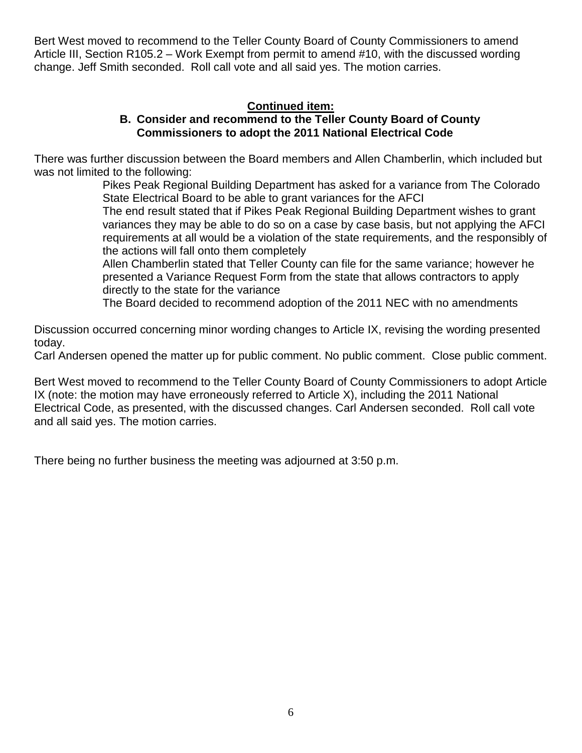Bert West moved to recommend to the Teller County Board of County Commissioners to amend Article III, Section R105.2 – Work Exempt from permit to amend #10, with the discussed wording change. Jeff Smith seconded. Roll call vote and all said yes. The motion carries.

**Continued item:**

**B. Consider and recommend to the Teller County Board of County Commissioners to adopt the 2011 National Electrical Code**

There was further discussion between the Board members and Allen Chamberlin, which included but was not limited to the following:

- Pikes Peak Regional Building Department has asked for a variance from The Colorado State Electrical Board to be able to grant variances for the AFCI
- The end result stated that if Pikes Peak Regional Building Department wishes to grant variances they may be able to do so on a case by case basis, but not applying the AFCI requirements at all would be a violation of the state requirements, and the responsibly of the actions will fall onto them completely
- Allen Chamberlin stated that Teller County can file for the same variance; however he presented a Variance Request Form from the state that allows contractors to apply directly to the state for the variance
- The Board decided to recommend adoption of the 2011 NEC with no amendments

Discussion occurred concerning minor wording changes to Article IX, revising the wording presented today.

Carl Andersen opened the matter up for public comment. No public comment. Close public comment.

Bert West moved to recommend to the Teller County Board of County Commissioners to adopt Article IX (note: the motion may have erroneously referred to Article X), including the 2011 National Electrical Code, as presented, with the discussed changes. Carl Andersen seconded. Roll call vote and all said yes. The motion carries.

There being no further business the meeting was adjourned at 3:50 p.m.